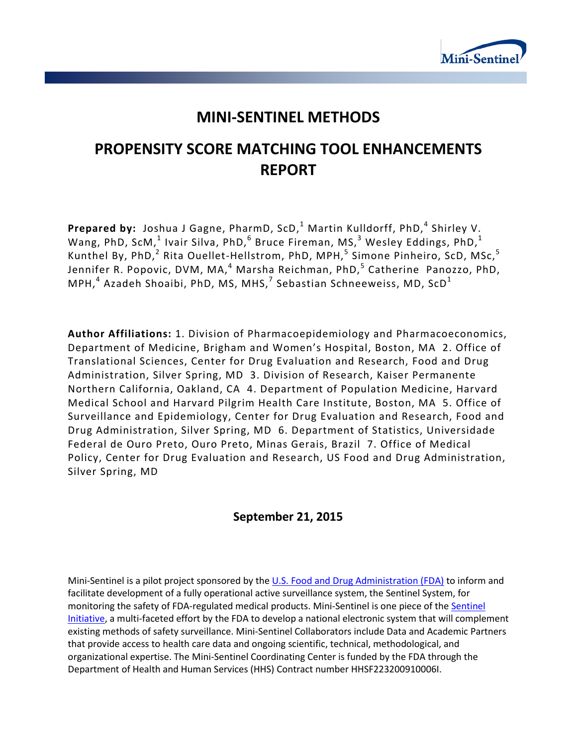# MINI-SENTINEL METHODS

# PROPENSITY SCORE MATCHING TOOL ENHANCEMENTS REPORT

**Prepared by:** Joshua J Gagne, PharmD, ScD,[1] Martin Kulldorff, PhD,[4] Shirley V. Wang, PhD, ScM,[1] Ivair Silva, PhD,[6] Bruce Fireman, MS,[3] Wesley Eddings, PhD,[1] Kunthel By, PhD,[2] Rita Ouellet-Hellstrom, PhD, MPH,[5] Simone Pinheiro, ScD, MSc,[5] Jennifer R. Popovic, DVM, MA,[4] Marsha Reichman, PhD,[5] Catherine Panozzo, PhD, MPH,[4] Azadeh Shoaibi, PhD, MS, MHS,[7] Sebastian Schneeweiss, MD, ScD[1]

**Author Affiliations:** 1. Division of Pharmacoepidemiology and Pharmacoeconomics, Department of Medicine, Brigham and Women's Hospital, Boston, MA 2. Office of Translational Sciences, Center for Drug Evaluation and Research, Food and Drug Administration, Silver Spring, MD 3. Division of Research, Kaiser Permanente Northern California, Oakland, CA 4. Department of Population Medicine, Harvard Medical School and Harvard Pilgrim Health Care Institute, Boston, MA 5. Office of Surveillance and Epidemiology, Center for Drug Evaluation and Research, Food and Drug Administration, Silver Spring, MD 6. Department of Statistics, Universidade Federal de Ouro Preto, Ouro Preto, Minas Gerais, Brazil 7. Office of Medical Policy, Center for Drug Evaluation and Research, US Food and Drug Administration, Silver Spring, MD

**September 21, 2015**

Mini-Sentinel is a pilot project sponsored by the U.S. Food and Drug Administration (FDA) to inform and facilitate development of a fully operational active surveillance system, the Sentinel System, for monitoring the safety of FDA-regulated medical products. Mini-Sentinel is one piece of the Sentinel Initiative, a multi-faceted effort by the FDA to develop a national electronic system that will complement existing methods of safety surveillance. Mini-Sentinel Collaborators include Data and Academic Partners that provide access to health care data and ongoing scientific, technical, methodological, and organizational expertise. The Mini-Sentinel Coordinating Center is funded by the FDA through the Department of Health and Human Services (HHS) Contract number HHSF223200910006I.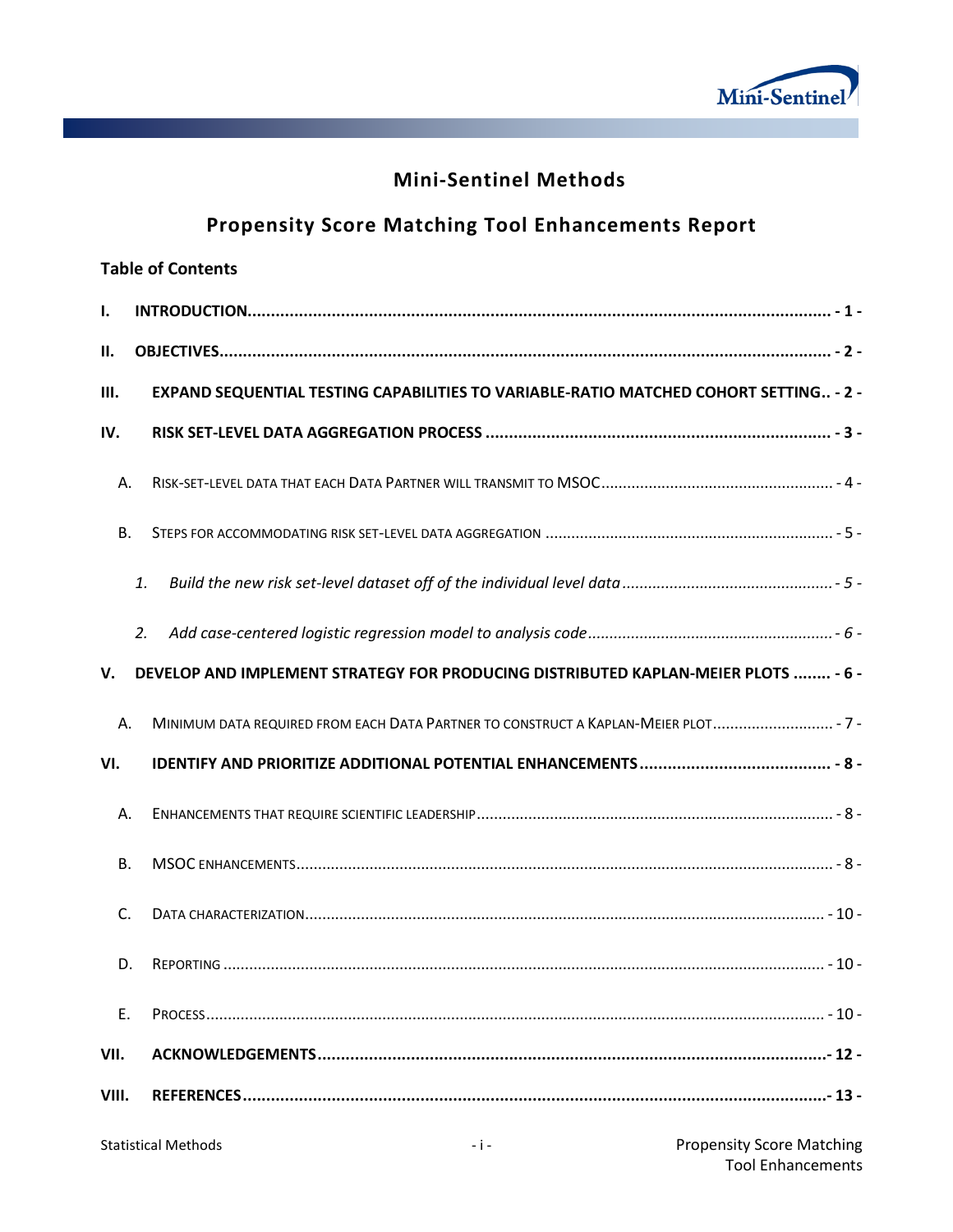# Mini-Sentinel Methods

## Propensity Score Matching Tool Enhancements Report

**Table of Contents**

- **I. INTRODUCTION** ........ - 1 -
- **II. OBJECTIVES** ........ - 2 -
- **III. EXPAND SEQUENTIAL TESTING CAPABILITIES TO VARIABLE-RATIO MATCHED COHORT SETTING** .. - 2 -
- **IV. RISK SET-LEVEL DATA AGGREGATION PROCESS** ........ - 3 -
  - A. RISK-SET-LEVEL DATA THAT EACH DATA PARTNER WILL TRANSMIT TO MSOC ........ - 4 -
  - B. STEPS FOR ACCOMMODATING RISK SET-LEVEL DATA AGGREGATION ........ - 5 -
    - *1. Build the new risk set-level dataset off of the individual level data* ........ - 5 -
    - *2. Add case-centered logistic regression model to analysis code* ........ - 6 -
- **V. DEVELOP AND IMPLEMENT STRATEGY FOR PRODUCING DISTRIBUTED KAPLAN-MEIER PLOTS** ........ - 6 -
  - A. MINIMUM DATA REQUIRED FROM EACH DATA PARTNER TO CONSTRUCT A KAPLAN-MEIER PLOT ........ - 7 -
- **VI. IDENTIFY AND PRIORITIZE ADDITIONAL POTENTIAL ENHANCEMENTS** ........ - 8 -
  - A. ENHANCEMENTS THAT REQUIRE SCIENTIFIC LEADERSHIP ........ - 8 -
  - B. MSOC ENHANCEMENTS ........ - 8 -
  - C. DATA CHARACTERIZATION ........ - 10 -
  - D. REPORTING ........ - 10 -
  - E. PROCESS ........ - 10 -
- **VII. ACKNOWLEDGEMENTS** ........ - 12 -
- **VIII. REFERENCES** ........ - 13 -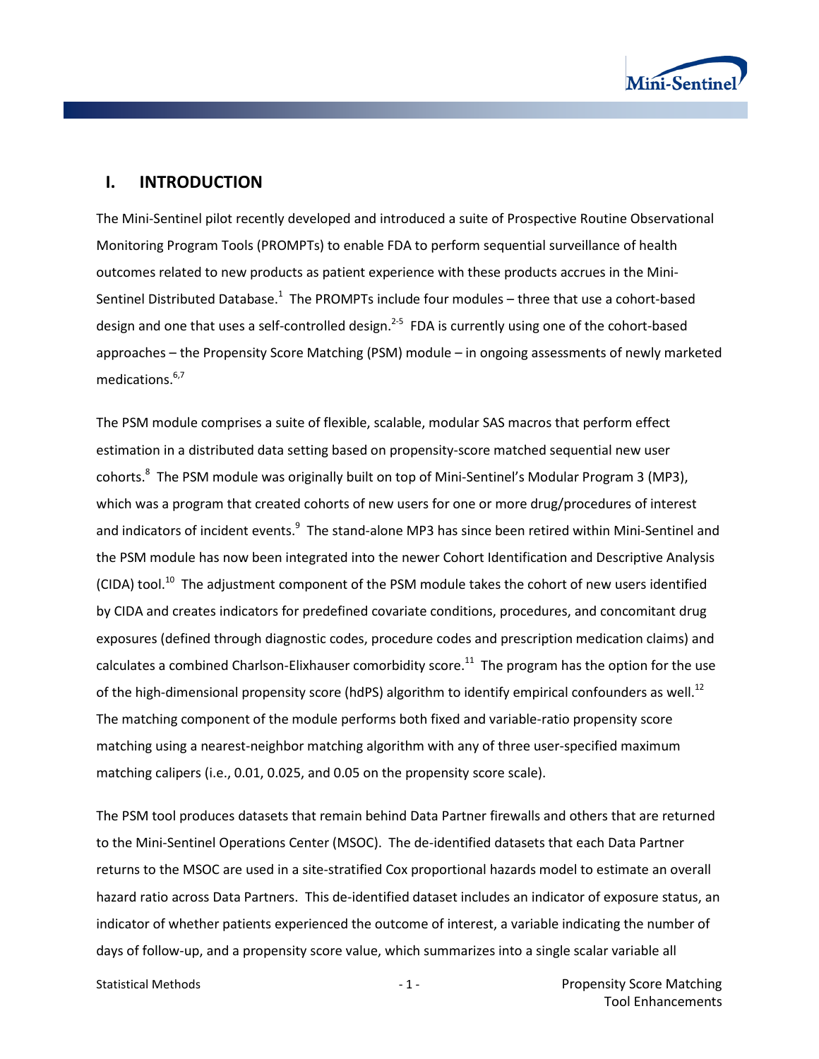## I. INTRODUCTION

The Mini-Sentinel pilot recently developed and introduced a suite of Prospective Routine Observational Monitoring Program Tools (PROMPTs) to enable FDA to perform sequential surveillance of health outcomes related to new products as patient experience with these products accrues in the Mini-Sentinel Distributed Database.[1] The PROMPTs include four modules – three that use a cohort-based design and one that uses a self-controlled design.[2-5] FDA is currently using one of the cohort-based approaches – the Propensity Score Matching (PSM) module – in ongoing assessments of newly marketed medications.[6,7]

The PSM module comprises a suite of flexible, scalable, modular SAS macros that perform effect estimation in a distributed data setting based on propensity-score matched sequential new user cohorts.[8] The PSM module was originally built on top of Mini-Sentinel's Modular Program 3 (MP3), which was a program that created cohorts of new users for one or more drug/procedures of interest and indicators of incident events.[9] The stand-alone MP3 has since been retired within Mini-Sentinel and the PSM module has now been integrated into the newer Cohort Identification and Descriptive Analysis (CIDA) tool.[10] The adjustment component of the PSM module takes the cohort of new users identified by CIDA and creates indicators for predefined covariate conditions, procedures, and concomitant drug exposures (defined through diagnostic codes, procedure codes and prescription medication claims) and calculates a combined Charlson-Elixhauser comorbidity score.[11] The program has the option for the use of the high-dimensional propensity score (hdPS) algorithm to identify empirical confounders as well.[12] The matching component of the module performs both fixed and variable-ratio propensity score matching using a nearest-neighbor matching algorithm with any of three user-specified maximum matching calipers (i.e., 0.01, 0.025, and 0.05 on the propensity score scale).

The PSM tool produces datasets that remain behind Data Partner firewalls and others that are returned to the Mini-Sentinel Operations Center (MSOC). The de-identified datasets that each Data Partner returns to the MSOC are used in a site-stratified Cox proportional hazards model to estimate an overall hazard ratio across Data Partners. This de-identified dataset includes an indicator of exposure status, an indicator of whether patients experienced the outcome of interest, a variable indicating the number of days of follow-up, and a propensity score value, which summarizes into a single scalar variable all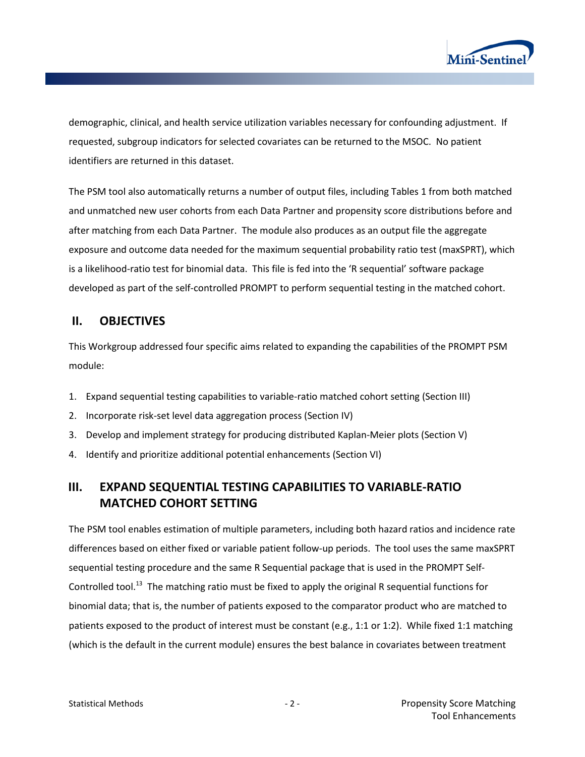demographic, clinical, and health service utilization variables necessary for confounding adjustment. If requested, subgroup indicators for selected covariates can be returned to the MSOC. No patient identifiers are returned in this dataset.

The PSM tool also automatically returns a number of output files, including Tables 1 from both matched and unmatched new user cohorts from each Data Partner and propensity score distributions before and after matching from each Data Partner. The module also produces as an output file the aggregate exposure and outcome data needed for the maximum sequential probability ratio test (maxSPRT), which is a likelihood-ratio test for binomial data. This file is fed into the 'R sequential' software package developed as part of the self-controlled PROMPT to perform sequential testing in the matched cohort.

## II. OBJECTIVES

This Workgroup addressed four specific aims related to expanding the capabilities of the PROMPT PSM module:

1. Expand sequential testing capabilities to variable-ratio matched cohort setting (Section III)
2. Incorporate risk-set level data aggregation process (Section IV)
3. Develop and implement strategy for producing distributed Kaplan-Meier plots (Section V)
4. Identify and prioritize additional potential enhancements (Section VI)

## III. EXPAND SEQUENTIAL TESTING CAPABILITIES TO VARIABLE-RATIO MATCHED COHORT SETTING

The PSM tool enables estimation of multiple parameters, including both hazard ratios and incidence rate differences based on either fixed or variable patient follow-up periods. The tool uses the same maxSPRT sequential testing procedure and the same R Sequential package that is used in the PROMPT Self-Controlled tool.[13] The matching ratio must be fixed to apply the original R sequential functions for binomial data; that is, the number of patients exposed to the comparator product who are matched to patients exposed to the product of interest must be constant (e.g., 1:1 or 1:2). While fixed 1:1 matching (which is the default in the current module) ensures the best balance in covariates between treatment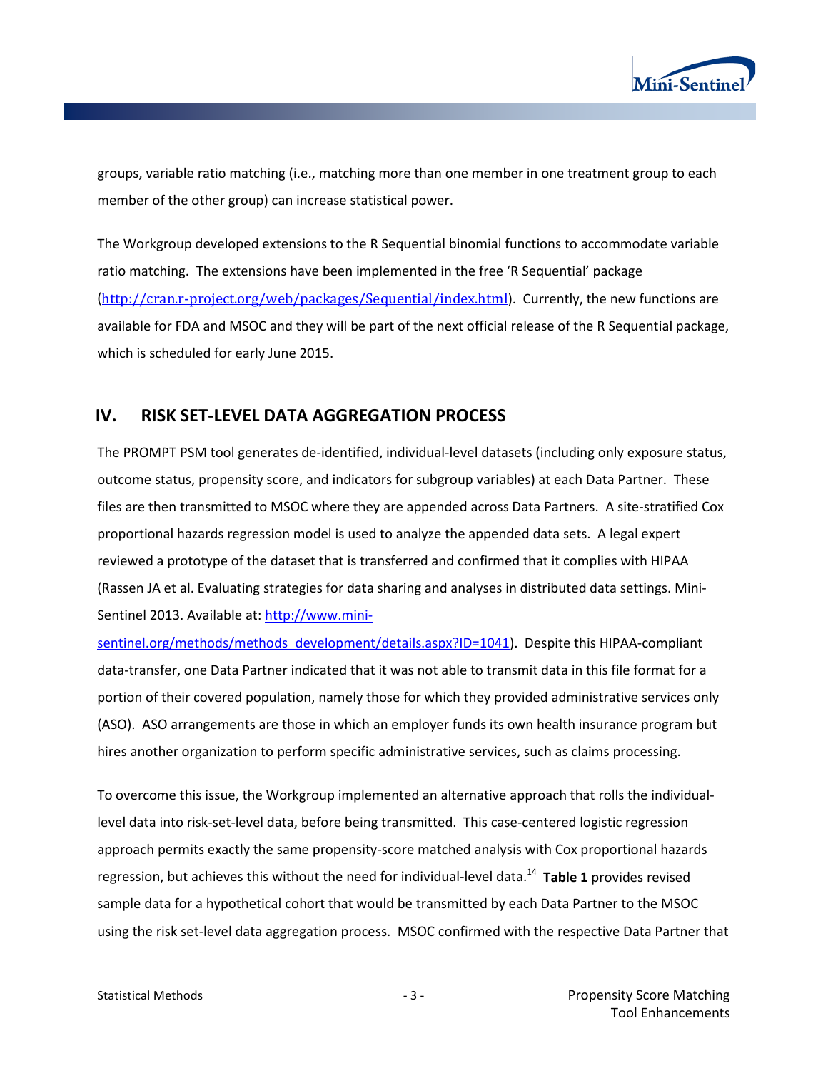groups, variable ratio matching (i.e., matching more than one member in one treatment group to each member of the other group) can increase statistical power.

The Workgroup developed extensions to the R Sequential binomial functions to accommodate variable ratio matching. The extensions have been implemented in the free 'R Sequential' package (http://cran.r-project.org/web/packages/Sequential/index.html). Currently, the new functions are available for FDA and MSOC and they will be part of the next official release of the R Sequential package, which is scheduled for early June 2015.

## IV. RISK SET-LEVEL DATA AGGREGATION PROCESS

The PROMPT PSM tool generates de-identified, individual-level datasets (including only exposure status, outcome status, propensity score, and indicators for subgroup variables) at each Data Partner. These files are then transmitted to MSOC where they are appended across Data Partners. A site-stratified Cox proportional hazards regression model is used to analyze the appended data sets. A legal expert reviewed a prototype of the dataset that is transferred and confirmed that it complies with HIPAA (Rassen JA et al. Evaluating strategies for data sharing and analyses in distributed data settings. Mini-Sentinel 2013. Available at: http://www.mini-sentinel.org/methods/methods_development/details.aspx?ID=1041). Despite this HIPAA-compliant data-transfer, one Data Partner indicated that it was not able to transmit data in this file format for a portion of their covered population, namely those for which they provided administrative services only (ASO). ASO arrangements are those in which an employer funds its own health insurance program but hires another organization to perform specific administrative services, such as claims processing.

To overcome this issue, the Workgroup implemented an alternative approach that rolls the individual-level data into risk-set-level data, before being transmitted. This case-centered logistic regression approach permits exactly the same propensity-score matched analysis with Cox proportional hazards regression, but achieves this without the need for individual-level data.[14] **Table 1** provides revised sample data for a hypothetical cohort that would be transmitted by each Data Partner to the MSOC using the risk set-level data aggregation process. MSOC confirmed with the respective Data Partner that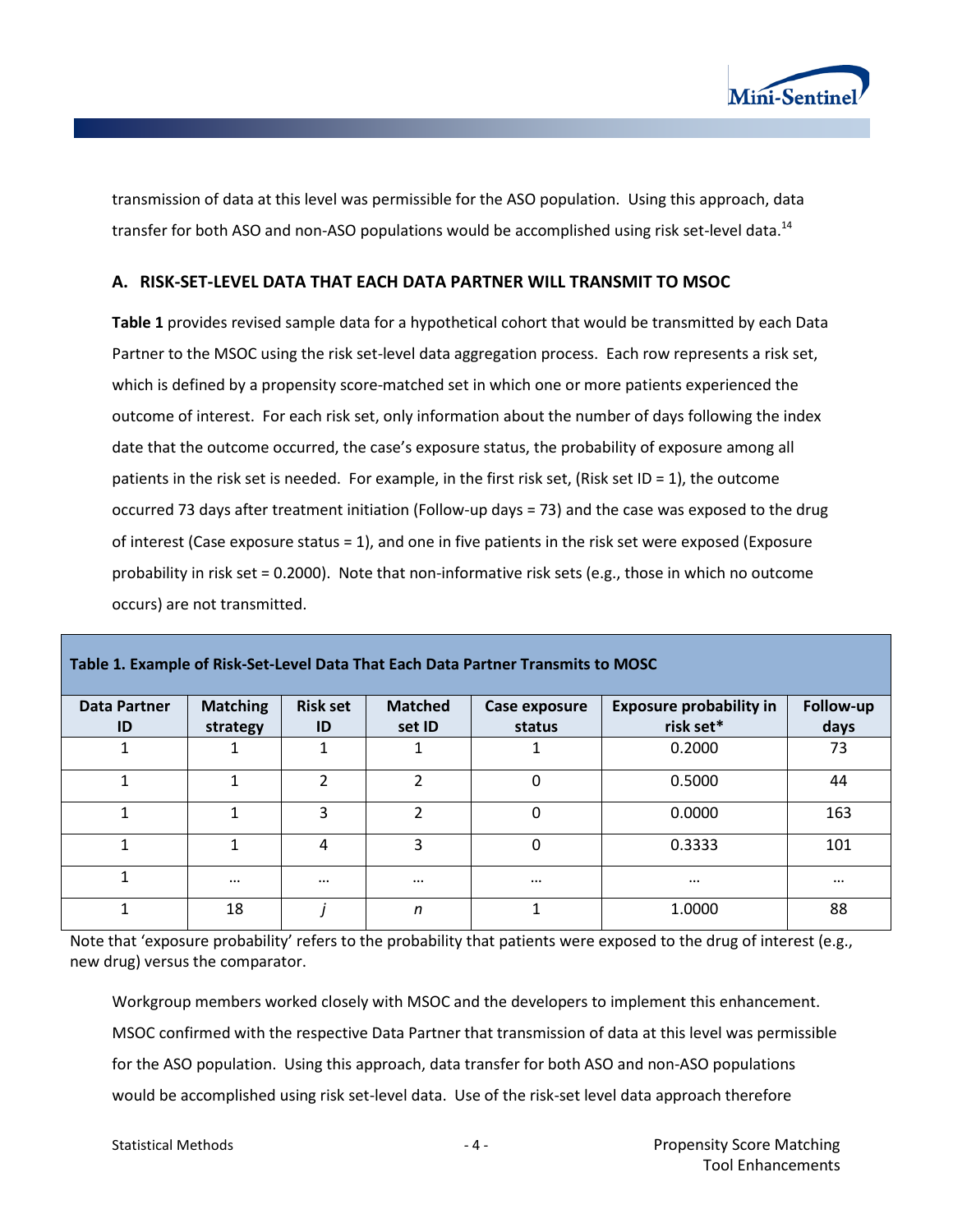transmission of data at this level was permissible for the ASO population. Using this approach, data transfer for both ASO and non-ASO populations would be accomplished using risk set-level data.[14]

### A. RISK-SET-LEVEL DATA THAT EACH DATA PARTNER WILL TRANSMIT TO MSOC

**Table 1** provides revised sample data for a hypothetical cohort that would be transmitted by each Data Partner to the MSOC using the risk set-level data aggregation process. Each row represents a risk set, which is defined by a propensity score-matched set in which one or more patients experienced the outcome of interest. For each risk set, only information about the number of days following the index date that the outcome occurred, the case's exposure status, the probability of exposure among all patients in the risk set is needed. For example, in the first risk set, (Risk set ID = 1), the outcome occurred 73 days after treatment initiation (Follow-up days = 73) and the case was exposed to the drug of interest (Case exposure status = 1), and one in five patients in the risk set were exposed (Exposure probability in risk set = 0.2000). Note that non-informative risk sets (e.g., those in which no outcome occurs) are not transmitted.

**Table 1. Example of Risk-Set-Level Data That Each Data Partner Transmits to MOSC**

| Data Partner ID | Matching strategy | Risk set ID | Matched set ID | Case exposure status | Exposure probability in risk set* | Follow-up days |
|---|---|---|---|---|---|---|
| 1 | 1 | 1 | 1 | 1 | 0.2000 | 73 |
| 1 | 1 | 2 | 2 | 0 | 0.5000 | 44 |
| 1 | 1 | 3 | 2 | 0 | 0.0000 | 163 |
| 1 | 1 | 4 | 3 | 0 | 0.3333 | 101 |
| 1 | … | … | … | … | … | … |
| 1 | 18 | *j* | *n* | 1 | 1.0000 | 88 |

Note that 'exposure probability' refers to the probability that patients were exposed to the drug of interest (e.g., new drug) versus the comparator.

Workgroup members worked closely with MSOC and the developers to implement this enhancement. MSOC confirmed with the respective Data Partner that transmission of data at this level was permissible for the ASO population. Using this approach, data transfer for both ASO and non-ASO populations would be accomplished using risk set-level data. Use of the risk-set level data approach therefore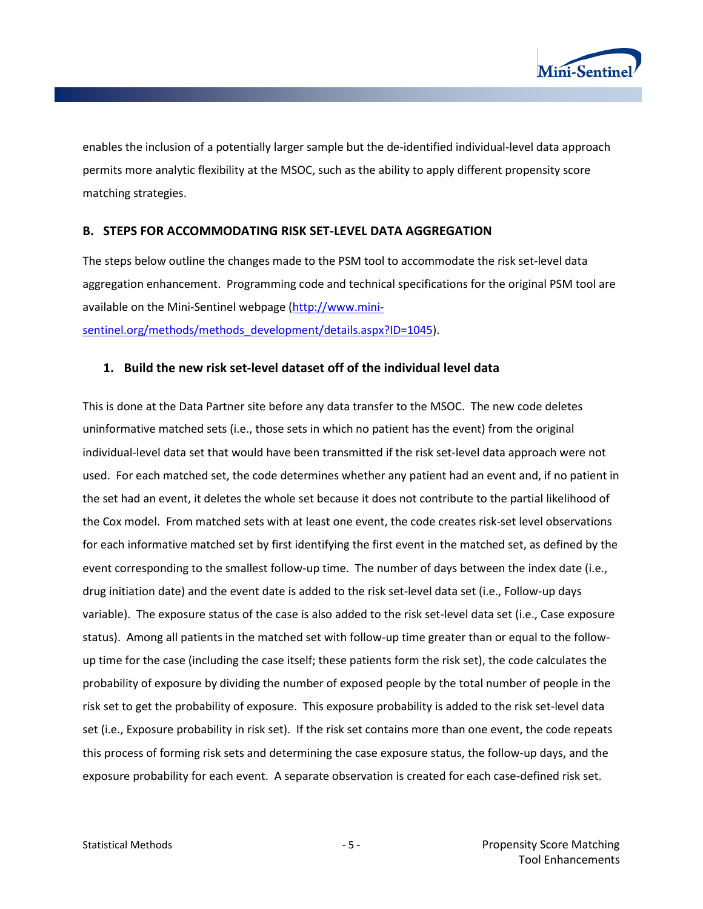enables the inclusion of a potentially larger sample but the de-identified individual-level data approach permits more analytic flexibility at the MSOC, such as the ability to apply different propensity score matching strategies.

## B. STEPS FOR ACCOMMODATING RISK SET-LEVEL DATA AGGREGATION

The steps below outline the changes made to the PSM tool to accommodate the risk set-level data aggregation enhancement. Programming code and technical specifications for the original PSM tool are available on the Mini-Sentinel webpage ([http://www.mini-sentinel.org/methods/methods_development/details.aspx?ID=1045](http://www.mini-sentinel.org/methods/methods_development/details.aspx?ID=1045)).

### 1. Build the new risk set-level dataset off of the individual level data

This is done at the Data Partner site before any data transfer to the MSOC. The new code deletes uninformative matched sets (i.e., those sets in which no patient has the event) from the original individual-level data set that would have been transmitted if the risk set-level data approach were not used. For each matched set, the code determines whether any patient had an event and, if no patient in the set had an event, it deletes the whole set because it does not contribute to the partial likelihood of the Cox model. From matched sets with at least one event, the code creates risk-set level observations for each informative matched set by first identifying the first event in the matched set, as defined by the event corresponding to the smallest follow-up time. The number of days between the index date (i.e., drug initiation date) and the event date is added to the risk set-level data set (i.e., Follow-up days variable). The exposure status of the case is also added to the risk set-level data set (i.e., Case exposure status). Among all patients in the matched set with follow-up time greater than or equal to the follow-up time for the case (including the case itself; these patients form the risk set), the code calculates the probability of exposure by dividing the number of exposed people by the total number of people in the risk set to get the probability of exposure. This exposure probability is added to the risk set-level data set (i.e., Exposure probability in risk set). If the risk set contains more than one event, the code repeats this process of forming risk sets and determining the case exposure status, the follow-up days, and the exposure probability for each event. A separate observation is created for each case-defined risk set.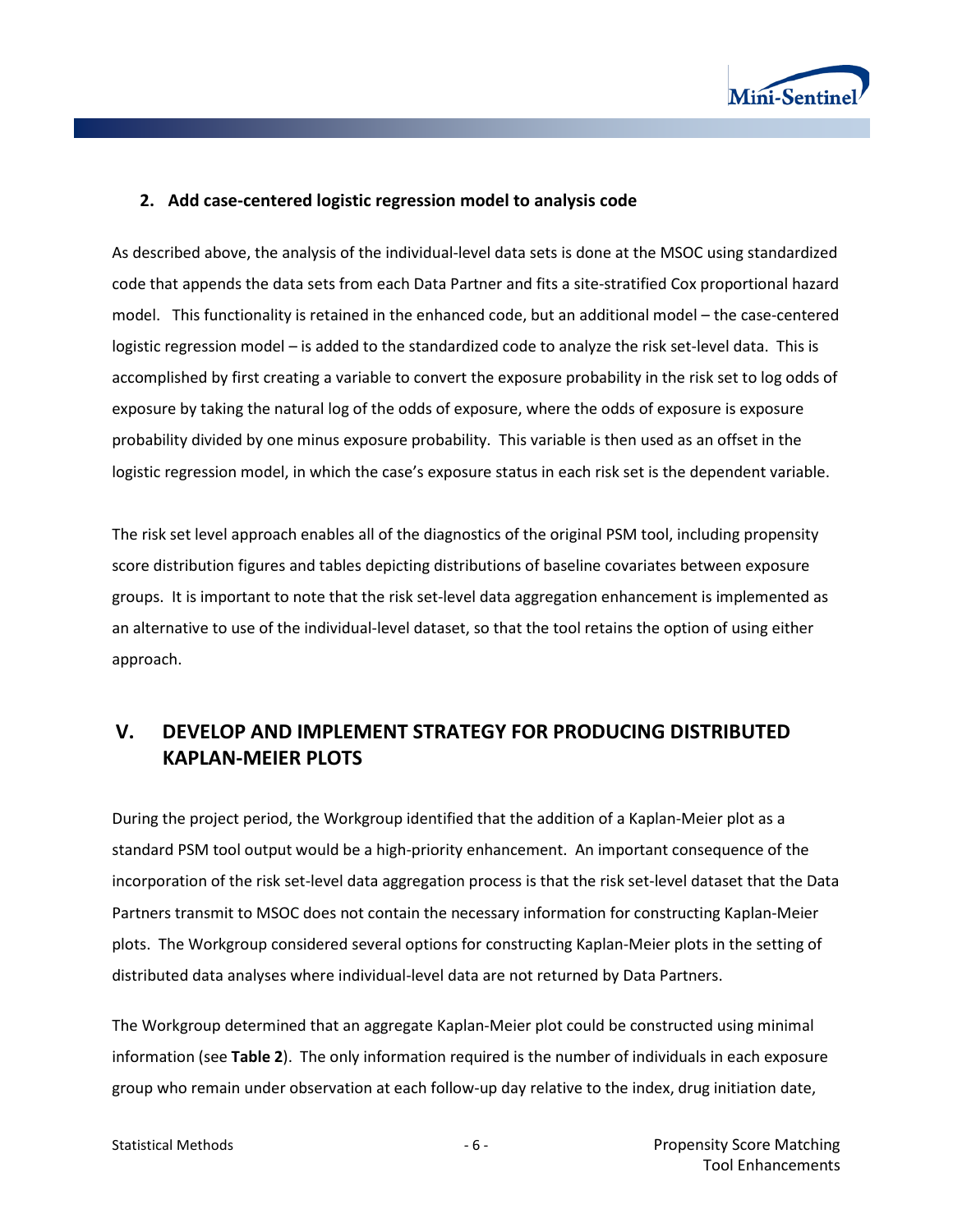### 2. Add case-centered logistic regression model to analysis code

As described above, the analysis of the individual-level data sets is done at the MSOC using standardized code that appends the data sets from each Data Partner and fits a site-stratified Cox proportional hazard model. This functionality is retained in the enhanced code, but an additional model – the case-centered logistic regression model – is added to the standardized code to analyze the risk set-level data. This is accomplished by first creating a variable to convert the exposure probability in the risk set to log odds of exposure by taking the natural log of the odds of exposure, where the odds of exposure is exposure probability divided by one minus exposure probability. This variable is then used as an offset in the logistic regression model, in which the case's exposure status in each risk set is the dependent variable.

The risk set level approach enables all of the diagnostics of the original PSM tool, including propensity score distribution figures and tables depicting distributions of baseline covariates between exposure groups. It is important to note that the risk set-level data aggregation enhancement is implemented as an alternative to use of the individual-level dataset, so that the tool retains the option of using either approach.

## V. DEVELOP AND IMPLEMENT STRATEGY FOR PRODUCING DISTRIBUTED KAPLAN-MEIER PLOTS

During the project period, the Workgroup identified that the addition of a Kaplan-Meier plot as a standard PSM tool output would be a high-priority enhancement. An important consequence of the incorporation of the risk set-level data aggregation process is that the risk set-level dataset that the Data Partners transmit to MSOC does not contain the necessary information for constructing Kaplan-Meier plots. The Workgroup considered several options for constructing Kaplan-Meier plots in the setting of distributed data analyses where individual-level data are not returned by Data Partners.

The Workgroup determined that an aggregate Kaplan-Meier plot could be constructed using minimal information (see **Table 2**). The only information required is the number of individuals in each exposure group who remain under observation at each follow-up day relative to the index, drug initiation date,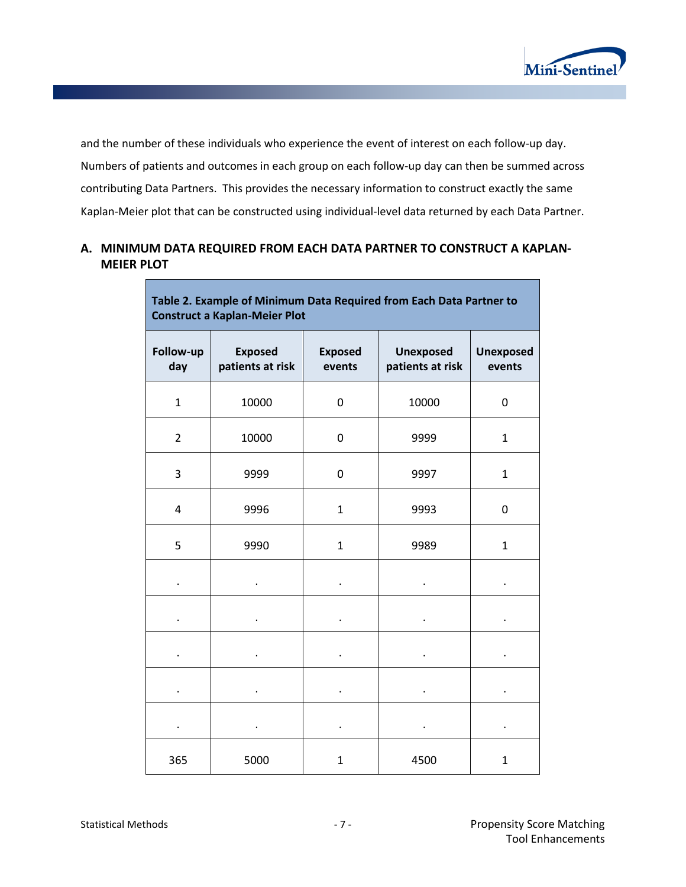and the number of these individuals who experience the event of interest on each follow-up day. Numbers of patients and outcomes in each group on each follow-up day can then be summed across contributing Data Partners. This provides the necessary information to construct exactly the same Kaplan-Meier plot that can be constructed using individual-level data returned by each Data Partner.

## A. MINIMUM DATA REQUIRED FROM EACH DATA PARTNER TO CONSTRUCT A KAPLAN-MEIER PLOT

**Table 2. Example of Minimum Data Required from Each Data Partner to Construct a Kaplan-Meier Plot**

| Follow-up day | Exposed patients at risk | Exposed events | Unexposed patients at risk | Unexposed events |
|---|---|---|---|---|
| 1 | 10000 | 0 | 10000 | 0 |
| 2 | 10000 | 0 | 9999 | 1 |
| 3 | 9999 | 0 | 9997 | 1 |
| 4 | 9996 | 1 | 9993 | 0 |
| 5 | 9990 | 1 | 9989 | 1 |
| . | . | . | . | . |
| . | . | . | . | . |
| . | . | . | . | . |
| . | . | . | . | . |
| . | . | . | . | . |
| 365 | 5000 | 1 | 4500 | 1 |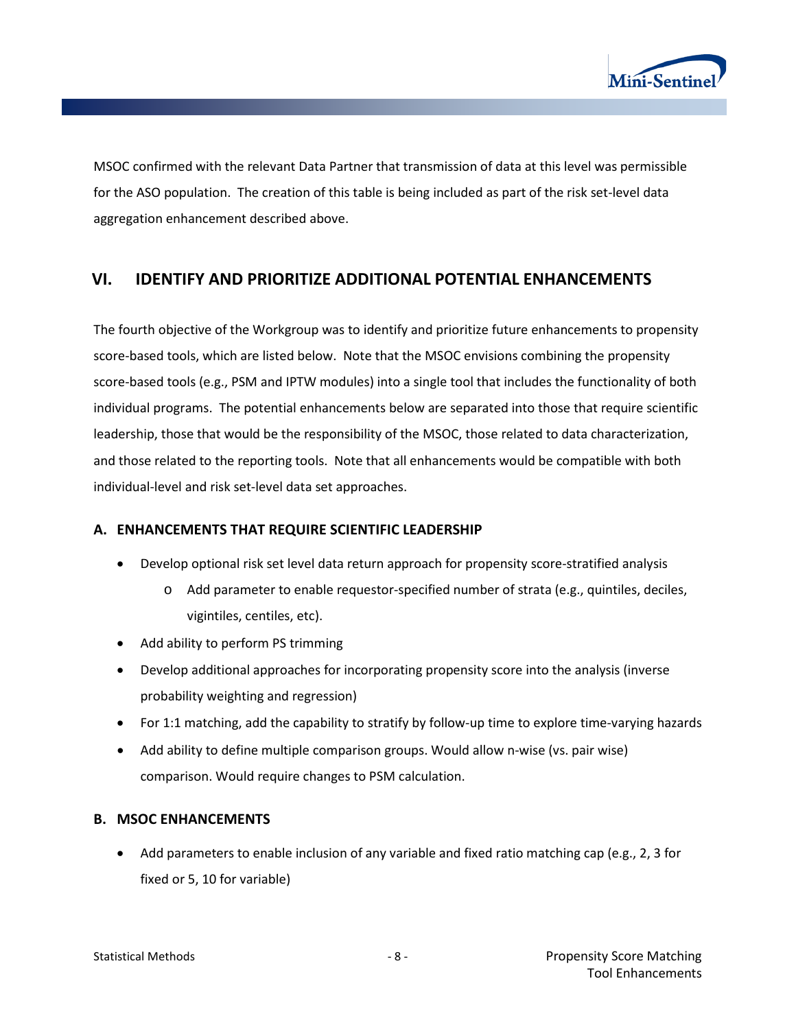MSOC confirmed with the relevant Data Partner that transmission of data at this level was permissible for the ASO population. The creation of this table is being included as part of the risk set-level data aggregation enhancement described above.

## VI. IDENTIFY AND PRIORITIZE ADDITIONAL POTENTIAL ENHANCEMENTS

The fourth objective of the Workgroup was to identify and prioritize future enhancements to propensity score-based tools, which are listed below. Note that the MSOC envisions combining the propensity score-based tools (e.g., PSM and IPTW modules) into a single tool that includes the functionality of both individual programs. The potential enhancements below are separated into those that require scientific leadership, those that would be the responsibility of the MSOC, those related to data characterization, and those related to the reporting tools. Note that all enhancements would be compatible with both individual-level and risk set-level data set approaches.

### A. ENHANCEMENTS THAT REQUIRE SCIENTIFIC LEADERSHIP

- Develop optional risk set level data return approach for propensity score-stratified analysis
  - Add parameter to enable requestor-specified number of strata (e.g., quintiles, deciles, vigintiles, centiles, etc).
- Add ability to perform PS trimming
- Develop additional approaches for incorporating propensity score into the analysis (inverse probability weighting and regression)
- For 1:1 matching, add the capability to stratify by follow-up time to explore time-varying hazards
- Add ability to define multiple comparison groups. Would allow n-wise (vs. pair wise) comparison. Would require changes to PSM calculation.

### B. MSOC ENHANCEMENTS

- Add parameters to enable inclusion of any variable and fixed ratio matching cap (e.g., 2, 3 for fixed or 5, 10 for variable)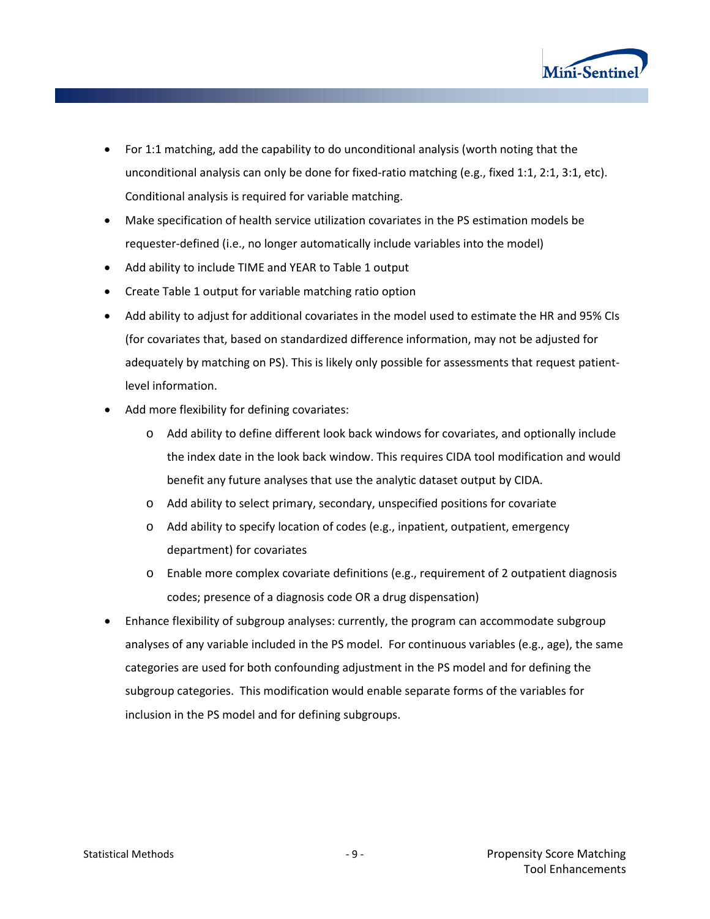- For 1:1 matching, add the capability to do unconditional analysis (worth noting that the unconditional analysis can only be done for fixed-ratio matching (e.g., fixed 1:1, 2:1, 3:1, etc). Conditional analysis is required for variable matching.
- Make specification of health service utilization covariates in the PS estimation models be requester-defined (i.e., no longer automatically include variables into the model)
- Add ability to include TIME and YEAR to Table 1 output
- Create Table 1 output for variable matching ratio option
- Add ability to adjust for additional covariates in the model used to estimate the HR and 95% CIs (for covariates that, based on standardized difference information, may not be adjusted for adequately by matching on PS). This is likely only possible for assessments that request patient-level information.
- Add more flexibility for defining covariates:
    - Add ability to define different look back windows for covariates, and optionally include the index date in the look back window. This requires CIDA tool modification and would benefit any future analyses that use the analytic dataset output by CIDA.
    - Add ability to select primary, secondary, unspecified positions for covariate
    - Add ability to specify location of codes (e.g., inpatient, outpatient, emergency department) for covariates
    - Enable more complex covariate definitions (e.g., requirement of 2 outpatient diagnosis codes; presence of a diagnosis code OR a drug dispensation)
- Enhance flexibility of subgroup analyses: currently, the program can accommodate subgroup analyses of any variable included in the PS model. For continuous variables (e.g., age), the same categories are used for both confounding adjustment in the PS model and for defining the subgroup categories. This modification would enable separate forms of the variables for inclusion in the PS model and for defining subgroups.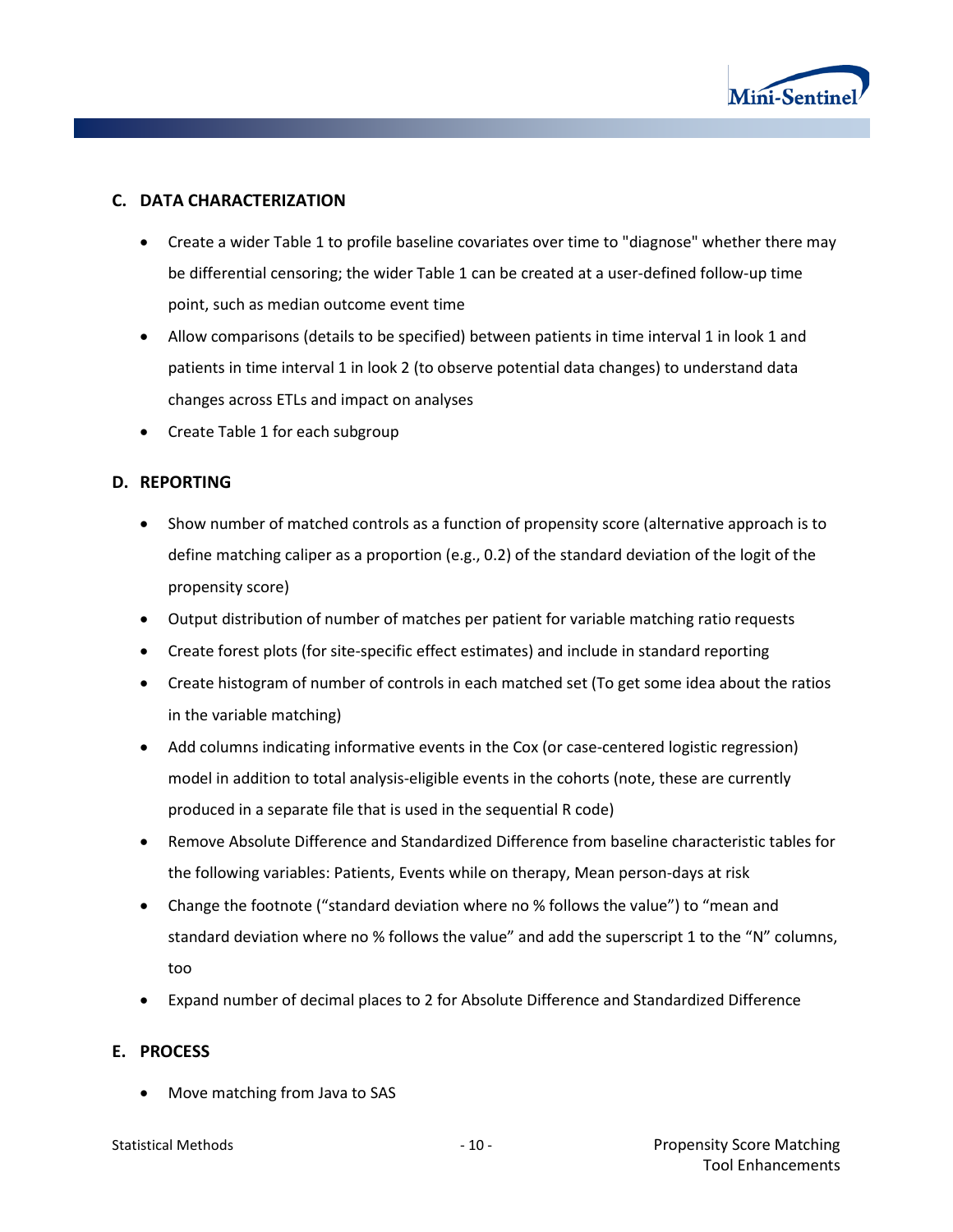## C. DATA CHARACTERIZATION

- Create a wider Table 1 to profile baseline covariates over time to "diagnose" whether there may be differential censoring; the wider Table 1 can be created at a user-defined follow-up time point, such as median outcome event time
- Allow comparisons (details to be specified) between patients in time interval 1 in look 1 and patients in time interval 1 in look 2 (to observe potential data changes) to understand data changes across ETLs and impact on analyses
- Create Table 1 for each subgroup

## D. REPORTING

- Show number of matched controls as a function of propensity score (alternative approach is to define matching caliper as a proportion (e.g., 0.2) of the standard deviation of the logit of the propensity score)
- Output distribution of number of matches per patient for variable matching ratio requests
- Create forest plots (for site-specific effect estimates) and include in standard reporting
- Create histogram of number of controls in each matched set (To get some idea about the ratios in the variable matching)
- Add columns indicating informative events in the Cox (or case-centered logistic regression) model in addition to total analysis-eligible events in the cohorts (note, these are currently produced in a separate file that is used in the sequential R code)
- Remove Absolute Difference and Standardized Difference from baseline characteristic tables for the following variables: Patients, Events while on therapy, Mean person-days at risk
- Change the footnote ("standard deviation where no % follows the value") to "mean and standard deviation where no % follows the value" and add the superscript 1 to the "N" columns, too
- Expand number of decimal places to 2 for Absolute Difference and Standardized Difference

## E. PROCESS

- Move matching from Java to SAS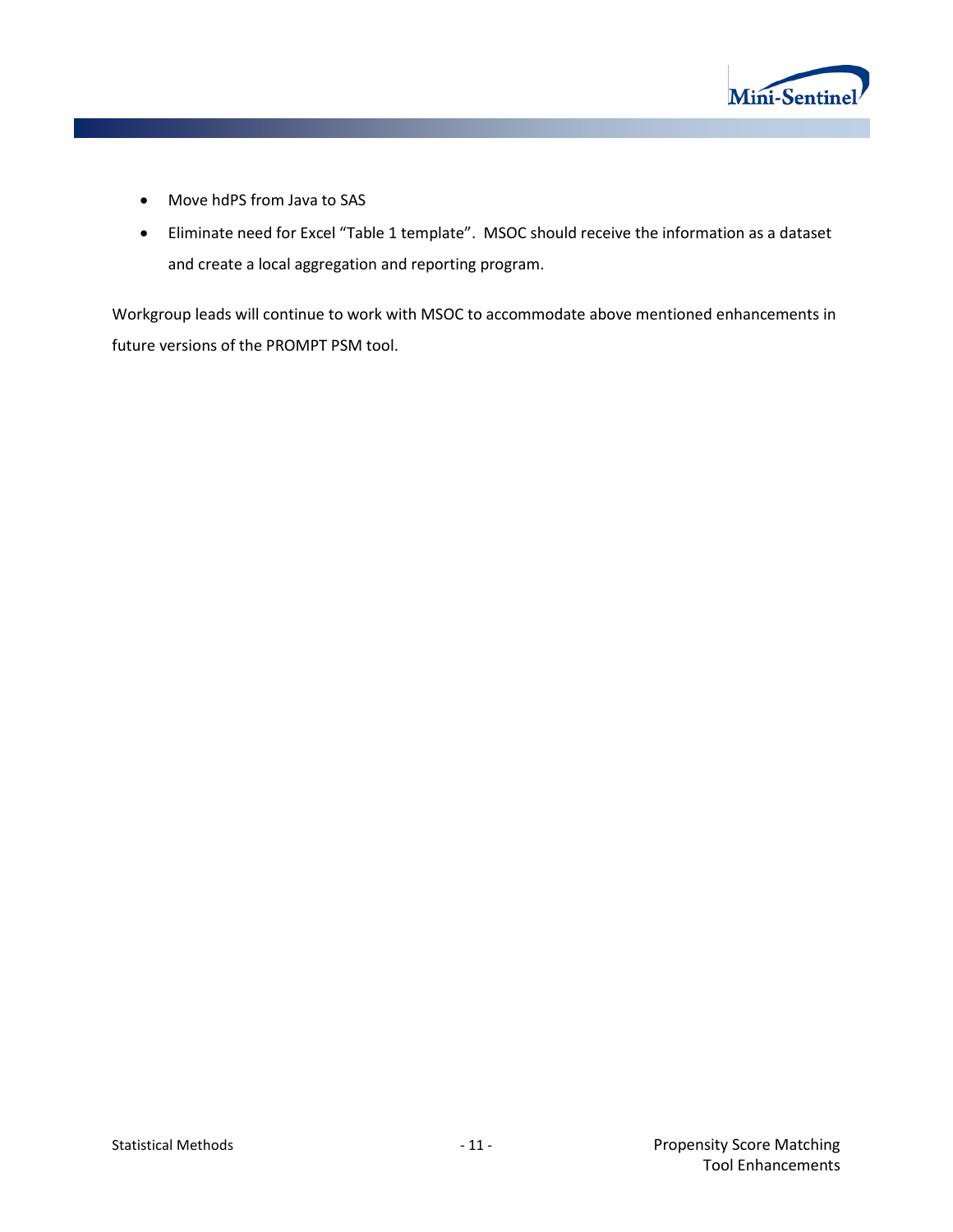- Move hdPS from Java to SAS
- Eliminate need for Excel "Table 1 template". MSOC should receive the information as a dataset and create a local aggregation and reporting program.

Workgroup leads will continue to work with MSOC to accommodate above mentioned enhancements in future versions of the PROMPT PSM tool.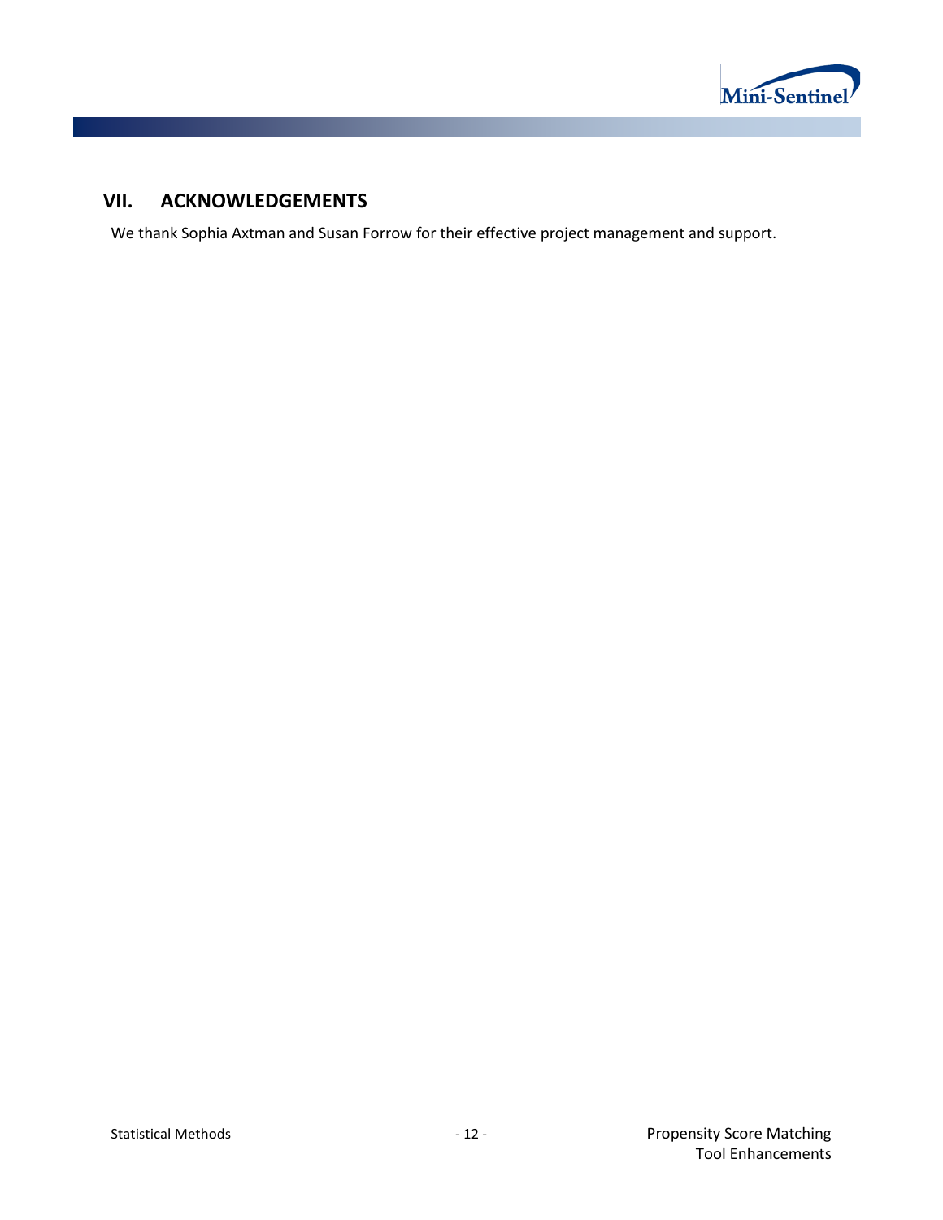## VII. ACKNOWLEDGEMENTS

We thank Sophia Axtman and Susan Forrow for their effective project management and support.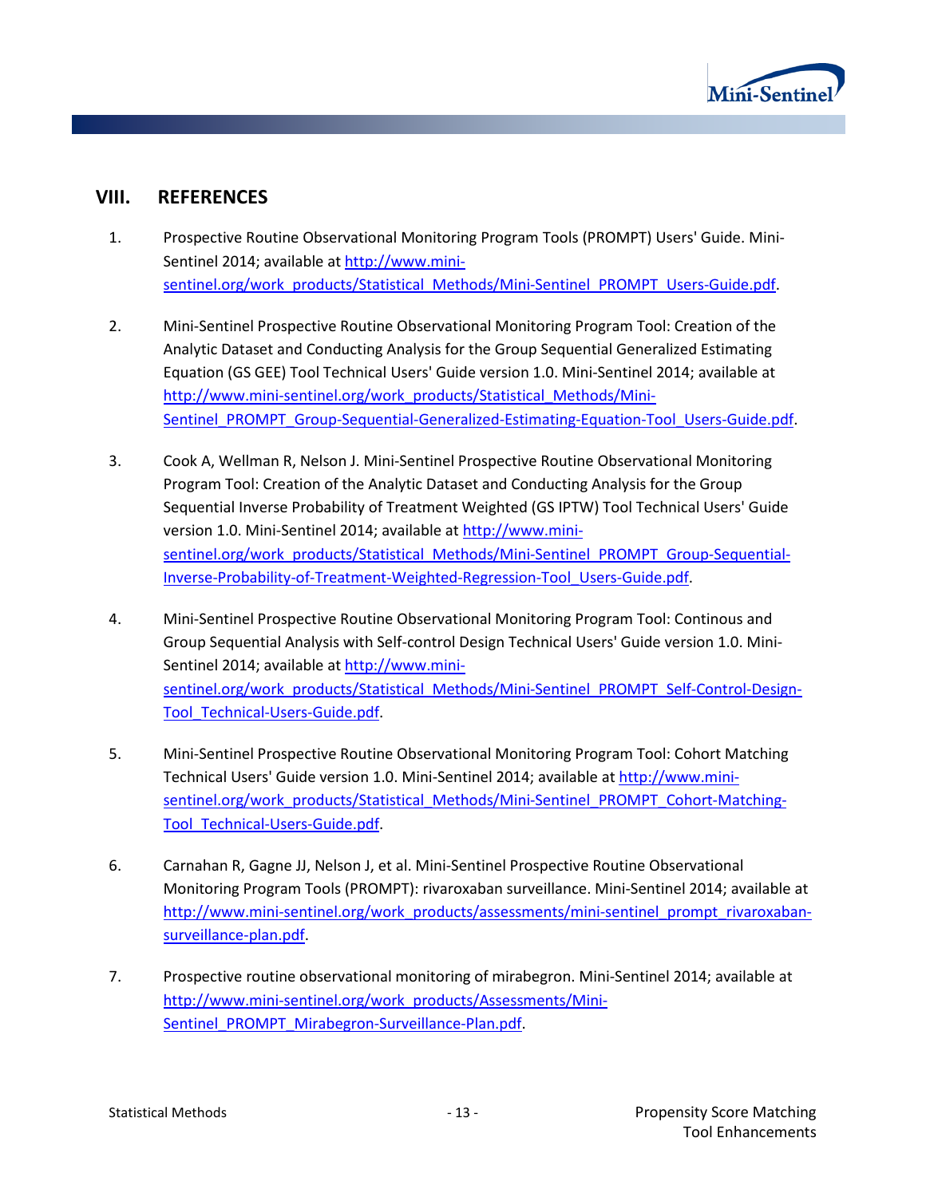## VIII. REFERENCES

1. Prospective Routine Observational Monitoring Program Tools (PROMPT) Users' Guide. Mini-Sentinel 2014; available at http://www.mini-sentinel.org/work_products/Statistical_Methods/Mini-Sentinel_PROMPT_Users-Guide.pdf.

2. Mini-Sentinel Prospective Routine Observational Monitoring Program Tool: Creation of the Analytic Dataset and Conducting Analysis for the Group Sequential Generalized Estimating Equation (GS GEE) Tool Technical Users' Guide version 1.0. Mini-Sentinel 2014; available at http://www.mini-sentinel.org/work_products/Statistical_Methods/Mini-Sentinel_PROMPT_Group-Sequential-Generalized-Estimating-Equation-Tool_Users-Guide.pdf.

3. Cook A, Wellman R, Nelson J. Mini-Sentinel Prospective Routine Observational Monitoring Program Tool: Creation of the Analytic Dataset and Conducting Analysis for the Group Sequential Inverse Probability of Treatment Weighted (GS IPTW) Tool Technical Users' Guide version 1.0. Mini-Sentinel 2014; available at http://www.mini-sentinel.org/work_products/Statistical_Methods/Mini-Sentinel_PROMPT_Group-Sequential-Inverse-Probability-of-Treatment-Weighted-Regression-Tool_Users-Guide.pdf.

4. Mini-Sentinel Prospective Routine Observational Monitoring Program Tool: Continous and Group Sequential Analysis with Self-control Design Technical Users' Guide version 1.0. Mini-Sentinel 2014; available at http://www.mini-sentinel.org/work_products/Statistical_Methods/Mini-Sentinel_PROMPT_Self-Control-Design-Tool_Technical-Users-Guide.pdf.

5. Mini-Sentinel Prospective Routine Observational Monitoring Program Tool: Cohort Matching Technical Users' Guide version 1.0. Mini-Sentinel 2014; available at http://www.mini-sentinel.org/work_products/Statistical_Methods/Mini-Sentinel_PROMPT_Cohort-Matching-Tool_Technical-Users-Guide.pdf.

6. Carnahan R, Gagne JJ, Nelson J, et al. Mini-Sentinel Prospective Routine Observational Monitoring Program Tools (PROMPT): rivaroxaban surveillance. Mini-Sentinel 2014; available at http://www.mini-sentinel.org/work_products/assessments/mini-sentinel_prompt_rivaroxaban-surveillance-plan.pdf.

7. Prospective routine observational monitoring of mirabegron. Mini-Sentinel 2014; available at http://www.mini-sentinel.org/work_products/Assessments/Mini-Sentinel_PROMPT_Mirabegron-Surveillance-Plan.pdf.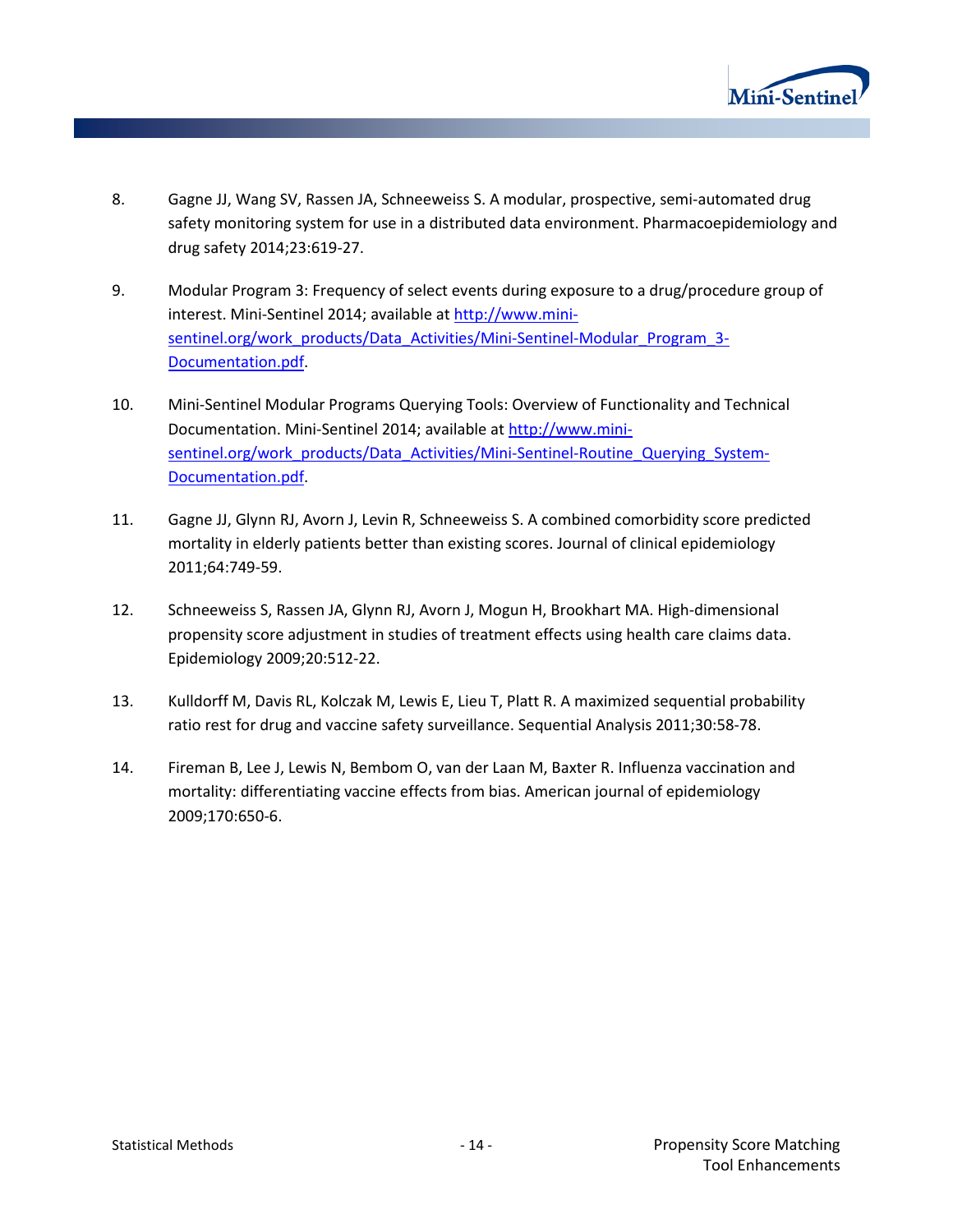8. Gagne JJ, Wang SV, Rassen JA, Schneeweiss S. A modular, prospective, semi-automated drug safety monitoring system for use in a distributed data environment. Pharmacoepidemiology and drug safety 2014;23:619-27.

9. Modular Program 3: Frequency of select events during exposure to a drug/procedure group of interest. Mini-Sentinel 2014; available at http://www.mini-sentinel.org/work_products/Data_Activities/Mini-Sentinel-Modular_Program_3-Documentation.pdf.

10. Mini-Sentinel Modular Programs Querying Tools: Overview of Functionality and Technical Documentation. Mini-Sentinel 2014; available at http://www.mini-sentinel.org/work_products/Data_Activities/Mini-Sentinel-Routine_Querying_System-Documentation.pdf.

11. Gagne JJ, Glynn RJ, Avorn J, Levin R, Schneeweiss S. A combined comorbidity score predicted mortality in elderly patients better than existing scores. Journal of clinical epidemiology 2011;64:749-59.

12. Schneeweiss S, Rassen JA, Glynn RJ, Avorn J, Mogun H, Brookhart MA. High-dimensional propensity score adjustment in studies of treatment effects using health care claims data. Epidemiology 2009;20:512-22.

13. Kulldorff M, Davis RL, Kolczak M, Lewis E, Lieu T, Platt R. A maximized sequential probability ratio rest for drug and vaccine safety surveillance. Sequential Analysis 2011;30:58-78.

14. Fireman B, Lee J, Lewis N, Bembom O, van der Laan M, Baxter R. Influenza vaccination and mortality: differentiating vaccine effects from bias. American journal of epidemiology 2009;170:650-6.